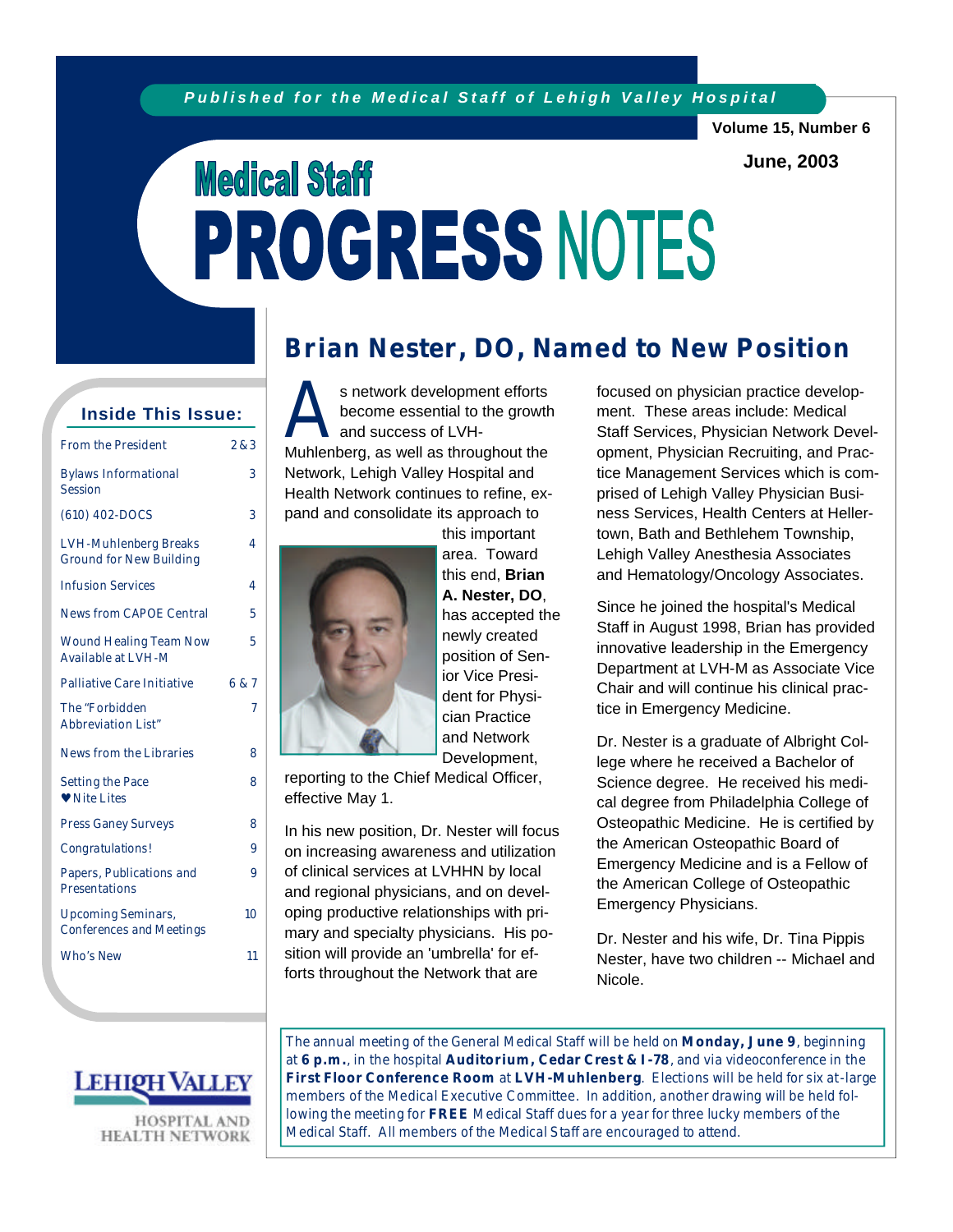*Published for the Medical Staff of Lehigh Valley Hospital*

Volume 15, Number 6

June, 2003

# Medical Staff PROGRESS NOTES

## Inside This Issue:

| | |
|---|---|
| From the President | 2 & 3 |
| Bylaws Informational Session | 3 |
| (610) 402-DOCS | 3 |
| LVH-Muhlenberg Breaks Ground for New Building | 4 |
| Infusion Services | 4 |
| News from CAPOE Central | 5 |
| Wound Healing Team Now Available at LVH-M | 5 |
| Palliative Care Initiative | 6 & 7 |
| The "Forbidden Abbreviation List" | 7 |
| News from the Libraries | 8 |
| Setting the Pace ♥Nite Lites | 8 |
| Press Ganey Surveys | 8 |
| Congratulations! | 9 |
| Papers, Publications and Presentations | 9 |
| Upcoming Seminars, Conferences and Meetings | 10 |
| Who's New | 11 |

## Brian Nester, DO, Named to New Position

As network development efforts become essential to the growth and success of LVH-Muhlenberg, as well as throughout the Network, Lehigh Valley Hospital and Health Network continues to refine, expand and consolidate its approach to this important area. Toward this end, **Brian A. Nester, DO**, has accepted the newly created position of Senior Vice President for Physician Practice and Network Development, reporting to the Chief Medical Officer, effective May 1.

In his new position, Dr. Nester will focus on increasing awareness and utilization of clinical services at LVHHN by local and regional physicians, and on developing productive relationships with primary and specialty physicians. His position will provide an 'umbrella' for efforts throughout the Network that are focused on physician practice development. These areas include: Medical Staff Services, Physician Network Development, Physician Recruiting, and Practice Management Services which is comprised of Lehigh Valley Physician Business Services, Health Centers at Hellertown, Bath and Bethlehem Township, Lehigh Valley Anesthesia Associates and Hematology/Oncology Associates.

Since he joined the hospital's Medical Staff in August 1998, Brian has provided innovative leadership in the Emergency Department at LVH-M as Associate Vice Chair and will continue his clinical practice in Emergency Medicine.

Dr. Nester is a graduate of Albright College where he received a Bachelor of Science degree. He received his medical degree from Philadelphia College of Osteopathic Medicine. He is certified by the American Osteopathic Board of Emergency Medicine and is a Fellow of the American College of Osteopathic Emergency Physicians.

Dr. Nester and his wife, Dr. Tina Pippis Nester, have two children -- Michael and Nicole.

*The annual meeting of the General Medical Staff will be held on **Monday, June 9**, beginning at **6 p.m.**, in the hospital **Auditorium, Cedar Crest & I-78**, and via videoconference in the **First Floor Conference Room** at **LVH-Muhlenberg**. Elections will be held for six at-large members of the Medical Executive Committee. In addition, another drawing will be held following the meeting for **FREE** Medical Staff dues for a year for three lucky members of the Medical Staff. All members of the Medical Staff are encouraged to attend.*

LEHIGH VALLEY HOSPITAL AND HEALTH NETWORK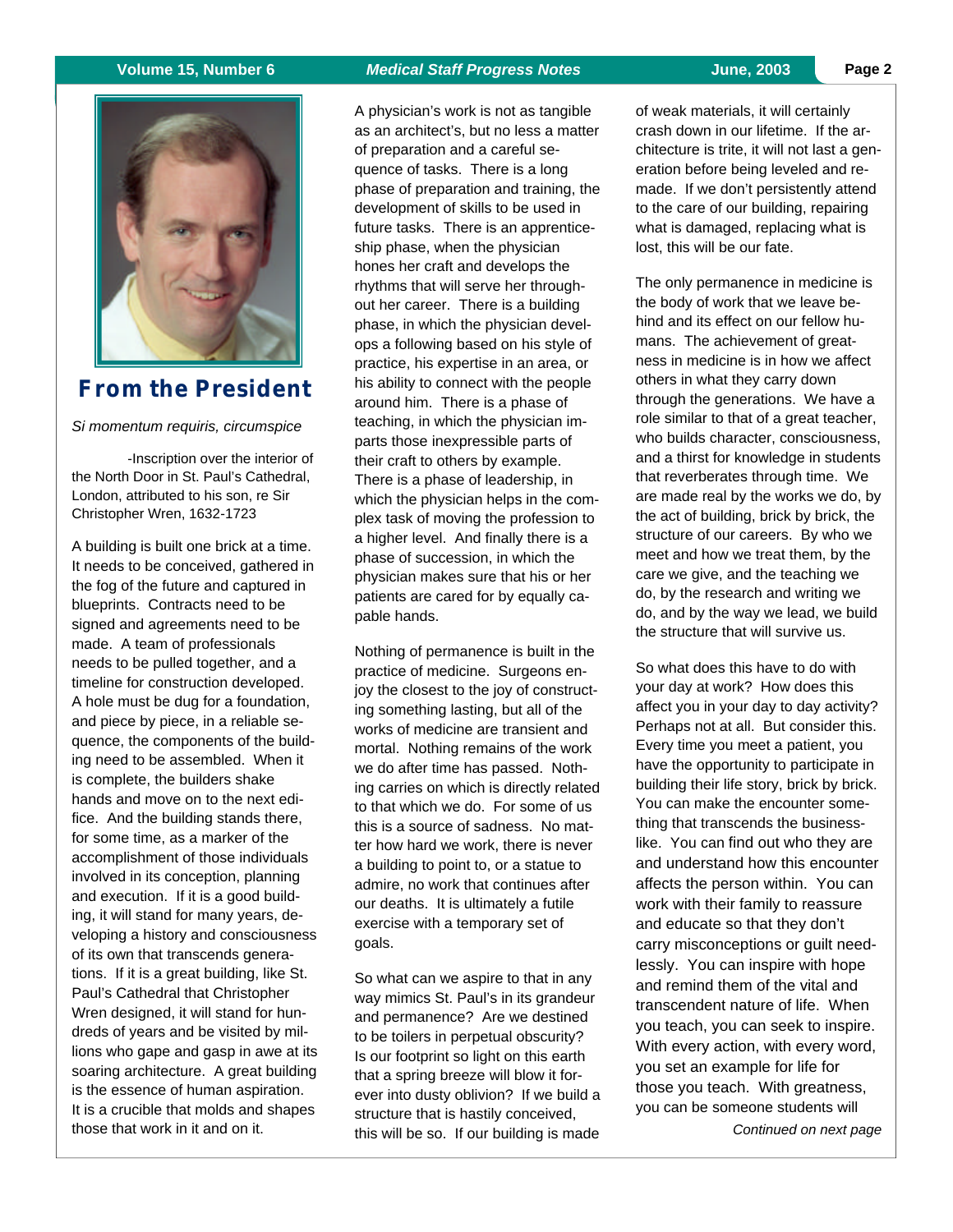## From the President

*Si momentum requiris, circumspice*

-Inscription over the interior of the North Door in St. Paul's Cathedral, London, attributed to his son, re Sir Christopher Wren, 1632-1723

A building is built one brick at a time. It needs to be conceived, gathered in the fog of the future and captured in blueprints. Contracts need to be signed and agreements need to be made. A team of professionals needs to be pulled together, and a timeline for construction developed. A hole must be dug for a foundation, and piece by piece, in a reliable sequence, the components of the building need to be assembled. When it is complete, the builders shake hands and move on to the next edifice. And the building stands there, for some time, as a marker of the accomplishment of those individuals involved in its conception, planning and execution. If it is a good building, it will stand for many years, developing a history and consciousness of its own that transcends generations. If it is a great building, like St. Paul's Cathedral that Christopher Wren designed, it will stand for hundreds of years and be visited by millions who gape and gasp in awe at its soaring architecture. A great building is the essence of human aspiration. It is a crucible that molds and shapes those that work in it and on it.

A physician's work is not as tangible as an architect's, but no less a matter of preparation and a careful sequence of tasks. There is a long phase of preparation and training, the development of skills to be used in future tasks. There is an apprenticeship phase, when the physician hones her craft and develops the rhythms that will serve her throughout her career. There is a building phase, in which the physician develops a following based on his style of practice, his expertise in an area, or his ability to connect with the people around him. There is a phase of teaching, in which the physician imparts those inexpressible parts of their craft to others by example. There is a phase of leadership, in which the physician helps in the complex task of moving the profession to a higher level. And finally there is a phase of succession, in which the physician makes sure that his or her patients are cared for by equally capable hands.

Nothing of permanence is built in the practice of medicine. Surgeons enjoy the closest to the joy of constructing something lasting, but all of the works of medicine are transient and mortal. Nothing remains of the work we do after time has passed. Nothing carries on which is directly related to that which we do. For some of us this is a source of sadness. No matter how hard we work, there is never a building to point to, or a statue to admire, no work that continues after our deaths. It is ultimately a futile exercise with a temporary set of goals.

So what can we aspire to that in any way mimics St. Paul's in its grandeur and permanence? Are we destined to be toilers in perpetual obscurity? Is our footprint so light on this earth that a spring breeze will blow it forever into dusty oblivion? If we build a structure that is hastily conceived, this will be so. If our building is made of weak materials, it will certainly crash down in our lifetime. If the architecture is trite, it will not last a generation before being leveled and remade. If we don't persistently attend to the care of our building, repairing what is damaged, replacing what is lost, this will be our fate.

The only permanence in medicine is the body of work that we leave behind and its effect on our fellow humans. The achievement of greatness in medicine is in how we affect others in what they carry down through the generations. We have a role similar to that of a great teacher, who builds character, consciousness, and a thirst for knowledge in students that reverberates through time. We are made real by the works we do, by the act of building, brick by brick, the structure of our careers. By who we meet and how we treat them, by the care we give, and the teaching we do, by the research and writing we do, and by the way we lead, we build the structure that will survive us.

So what does this have to do with your day at work? How does this affect you in your day to day activity? Perhaps not at all. But consider this. Every time you meet a patient, you have the opportunity to participate in building their life story, brick by brick. You can make the encounter something that transcends the business-like. You can find out who they are and understand how this encounter affects the person within. You can work with their family to reassure and educate so that they don't carry misconceptions or guilt needlessly. You can inspire with hope and remind them of the vital and transcendent nature of life. When you teach, you can seek to inspire. With every action, with every word, you set an example for life for those you teach. With greatness, you can be someone students will

*Continued on next page*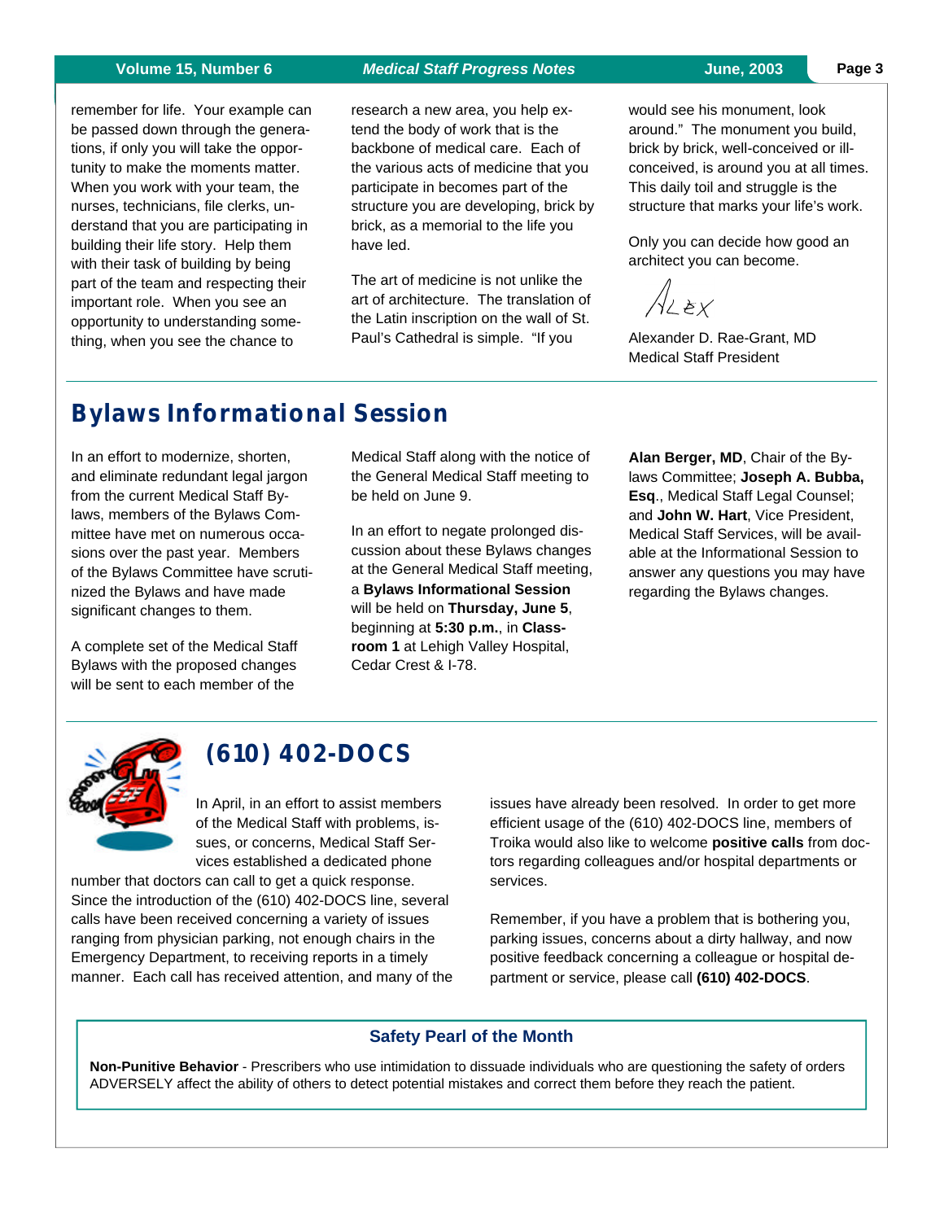remember for life. Your example can be passed down through the generations, if only you will take the opportunity to make the moments matter. When you work with your team, the nurses, technicians, file clerks, understand that you are participating in building their life story. Help them with their task of building by being part of the team and respecting their important role. When you see an opportunity to understanding something, when you see the chance to research a new area, you help extend the body of work that is the backbone of medical care. Each of the various acts of medicine that you participate in becomes part of the structure you are developing, brick by brick, as a memorial to the life you have led.

The art of medicine is not unlike the art of architecture. The translation of the Latin inscription on the wall of St. Paul's Cathedral is simple. "If you would see his monument, look around." The monument you build, brick by brick, well-conceived or ill-conceived, is around you at all times. This daily toil and struggle is the structure that marks your life's work.

Only you can decide how good an architect you can become.

Alex

Alexander D. Rae-Grant, MD
Medical Staff President

## Bylaws Informational Session

In an effort to modernize, shorten, and eliminate redundant legal jargon from the current Medical Staff Bylaws, members of the Bylaws Committee have met on numerous occasions over the past year. Members of the Bylaws Committee have scrutinized the Bylaws and have made significant changes to them.

A complete set of the Medical Staff Bylaws with the proposed changes will be sent to each member of the Medical Staff along with the notice of the General Medical Staff meeting to be held on June 9.

In an effort to negate prolonged discussion about these Bylaws changes at the General Medical Staff meeting, a **Bylaws Informational Session** will be held on **Thursday, June 5**, beginning at **5:30 p.m.**, in **Classroom 1** at Lehigh Valley Hospital, Cedar Crest & I-78.

**Alan Berger, MD**, Chair of the Bylaws Committee; **Joseph A. Bubba, Esq**., Medical Staff Legal Counsel; and **John W. Hart**, Vice President, Medical Staff Services, will be available at the Informational Session to answer any questions you may have regarding the Bylaws changes.

## (610) 402-DOCS

In April, in an effort to assist members of the Medical Staff with problems, issues, or concerns, Medical Staff Services established a dedicated phone number that doctors can call to get a quick response. Since the introduction of the (610) 402-DOCS line, several calls have been received concerning a variety of issues ranging from physician parking, not enough chairs in the Emergency Department, to receiving reports in a timely manner. Each call has received attention, and many of the issues have already been resolved. In order to get more efficient usage of the (610) 402-DOCS line, members of Troika would also like to welcome **positive calls** from doctors regarding colleagues and/or hospital departments or services.

Remember, if you have a problem that is bothering you, parking issues, concerns about a dirty hallway, and now positive feedback concerning a colleague or hospital department or service, please call **(610) 402-DOCS**.

### Safety Pearl of the Month

**Non-Punitive Behavior** - Prescribers who use intimidation to dissuade individuals who are questioning the safety of orders ADVERSELY affect the ability of others to detect potential mistakes and correct them before they reach the patient.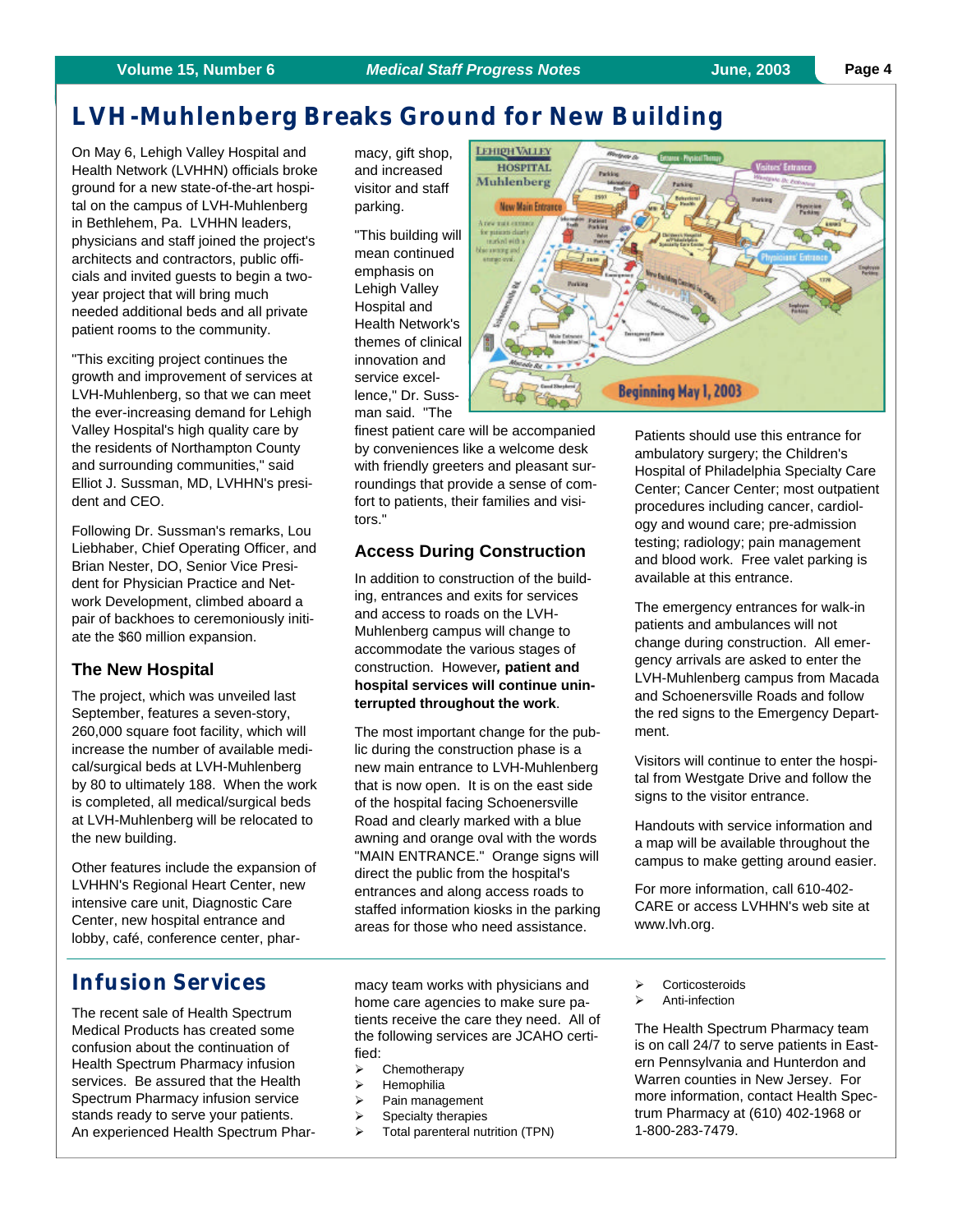# LVH-Muhlenberg Breaks Ground for New Building

On May 6, Lehigh Valley Hospital and Health Network (LVHHN) officials broke ground for a new state-of-the-art hospital on the campus of LVH-Muhlenberg in Bethlehem, Pa. LVHHN leaders, physicians and staff joined the project's architects and contractors, public officials and invited guests to begin a two-year project that will bring much needed additional beds and all private patient rooms to the community.

"This exciting project continues the growth and improvement of services at LVH-Muhlenberg, so that we can meet the ever-increasing demand for Lehigh Valley Hospital's high quality care by the residents of Northampton County and surrounding communities," said Elliot J. Sussman, MD, LVHHN's president and CEO.

Following Dr. Sussman's remarks, Lou Liebhaber, Chief Operating Officer, and Brian Nester, DO, Senior Vice President for Physician Practice and Network Development, climbed aboard a pair of backhoes to ceremoniously initiate the $60 million expansion.

## The New Hospital

The project, which was unveiled last September, features a seven-story, 260,000 square foot facility, which will increase the number of available medical/surgical beds at LVH-Muhlenberg by 80 to ultimately 188. When the work is completed, all medical/surgical beds at LVH-Muhlenberg will be relocated to the new building.

Other features include the expansion of LVHHN's Regional Heart Center, new intensive care unit, Diagnostic Care Center, new hospital entrance and lobby, café, conference center, pharmacy, gift shop, and increased visitor and staff parking.

"This building will mean continued emphasis on Lehigh Valley Hospital and Health Network's themes of clinical innovation and service excellence," Dr. Sussman said. "The finest patient care will be accompanied by conveniences like a welcome desk with friendly greeters and pleasant surroundings that provide a sense of comfort to patients, their families and visitors."

## Access During Construction

In addition to construction of the building, entrances and exits for services and access to roads on the LVH-Muhlenberg campus will change to accommodate the various stages of construction. However**, patient and hospital services will continue uninterrupted throughout the work**.

The most important change for the public during the construction phase is a new main entrance to LVH-Muhlenberg that is now open. It is on the east side of the hospital facing Schoenersville Road and clearly marked with a blue awning and orange oval with the words "MAIN ENTRANCE." Orange signs will direct the public from the hospital's entrances and along access roads to staffed information kiosks in the parking areas for those who need assistance.

Patients should use this entrance for ambulatory surgery; the Children's Hospital of Philadelphia Specialty Care Center; Cancer Center; most outpatient procedures including cancer, cardiology and wound care; pre-admission testing; radiology; pain management and blood work. Free valet parking is available at this entrance.

The emergency entrances for walk-in patients and ambulances will not change during construction. All emergency arrivals are asked to enter the LVH-Muhlenberg campus from Macada and Schoenersville Roads and follow the red signs to the Emergency Department.

Visitors will continue to enter the hospital from Westgate Drive and follow the signs to the visitor entrance.

Handouts with service information and a map will be available throughout the campus to make getting around easier.

For more information, call 610-402-CARE or access LVHHN's web site at www.lvh.org.

# Infusion Services

The recent sale of Health Spectrum Medical Products has created some confusion about the continuation of Health Spectrum Pharmacy infusion services. Be assured that the Health Spectrum Pharmacy infusion service stands ready to serve your patients. An experienced Health Spectrum Pharmacy team works with physicians and home care agencies to make sure patients receive the care they need. All of the following services are JCAHO certified:

- Chemotherapy
- Hemophilia
- Pain management
- Specialty therapies
- Total parenteral nutrition (TPN)
- Corticosteroids
- Anti-infection

The Health Spectrum Pharmacy team is on call 24/7 to serve patients in Eastern Pennsylvania and Hunterdon and Warren counties in New Jersey. For more information, contact Health Spectrum Pharmacy at (610) 402-1968 or 1-800-283-7479.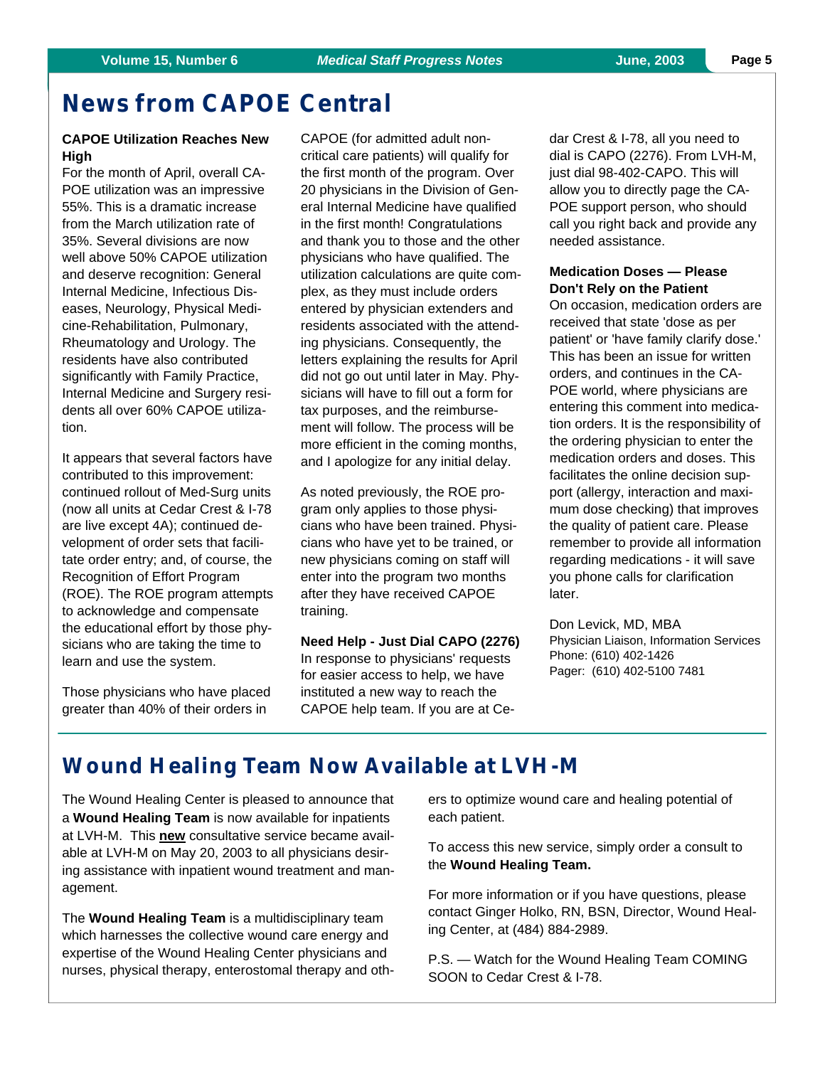# News from CAPOE Central

### CAPOE Utilization Reaches New High

For the month of April, overall CAPOE utilization was an impressive 55%. This is a dramatic increase from the March utilization rate of 35%. Several divisions are now well above 50% CAPOE utilization and deserve recognition: General Internal Medicine, Infectious Diseases, Neurology, Physical Medicine-Rehabilitation, Pulmonary, Rheumatology and Urology. The residents have also contributed significantly with Family Practice, Internal Medicine and Surgery residents all over 60% CAPOE utilization.

It appears that several factors have contributed to this improvement: continued rollout of Med-Surg units (now all units at Cedar Crest & I-78 are live except 4A); continued development of order sets that facilitate order entry; and, of course, the Recognition of Effort Program (ROE). The ROE program attempts to acknowledge and compensate the educational effort by those physicians who are taking the time to learn and use the system.

Those physicians who have placed greater than 40% of their orders in CAPOE (for admitted adult non-critical care patients) will qualify for the first month of the program. Over 20 physicians in the Division of General Internal Medicine have qualified in the first month! Congratulations and thank you to those and the other physicians who have qualified. The utilization calculations are quite complex, as they must include orders entered by physician extenders and residents associated with the attending physicians. Consequently, the letters explaining the results for April did not go out until later in May. Physicians will have to fill out a form for tax purposes, and the reimbursement will follow. The process will be more efficient in the coming months, and I apologize for any initial delay.

As noted previously, the ROE program only applies to those physicians who have been trained. Physicians who have yet to be trained, or new physicians coming on staff will enter into the program two months after they have received CAPOE training.

### Need Help - Just Dial CAPO (2276)

In response to physicians' requests for easier access to help, we have instituted a new way to reach the CAPOE help team. If you are at Cedar Crest & I-78, all you need to dial is CAPO (2276). From LVH-M, just dial 98-402-CAPO. This will allow you to directly page the CAPOE support person, who should call you right back and provide any needed assistance.

### Medication Doses — Please Don't Rely on the Patient

On occasion, medication orders are received that state 'dose as per patient' or 'have family clarify dose.' This has been an issue for written orders, and continues in the CAPOE world, where physicians are entering this comment into medication orders. It is the responsibility of the ordering physician to enter the medication orders and doses. This facilitates the online decision support (allergy, interaction and maximum dose checking) that improves the quality of patient care. Please remember to provide all information regarding medications - it will save you phone calls for clarification later.

Don Levick, MD, MBA
Physician Liaison, Information Services
Phone: (610) 402-1426
Pager: (610) 402-5100 7481

# Wound Healing Team Now Available at LVH-M

The Wound Healing Center is pleased to announce that a **Wound Healing Team** is now available for inpatients at LVH-M. This **new** consultative service became available at LVH-M on May 20, 2003 to all physicians desiring assistance with inpatient wound treatment and management.

The **Wound Healing Team** is a multidisciplinary team which harnesses the collective wound care energy and expertise of the Wound Healing Center physicians and nurses, physical therapy, enterostomal therapy and others to optimize wound care and healing potential of each patient.

To access this new service, simply order a consult to the **Wound Healing Team.**

For more information or if you have questions, please contact Ginger Holko, RN, BSN, Director, Wound Healing Center, at (484) 884-2989.

P.S. — Watch for the Wound Healing Team COMING SOON to Cedar Crest & I-78.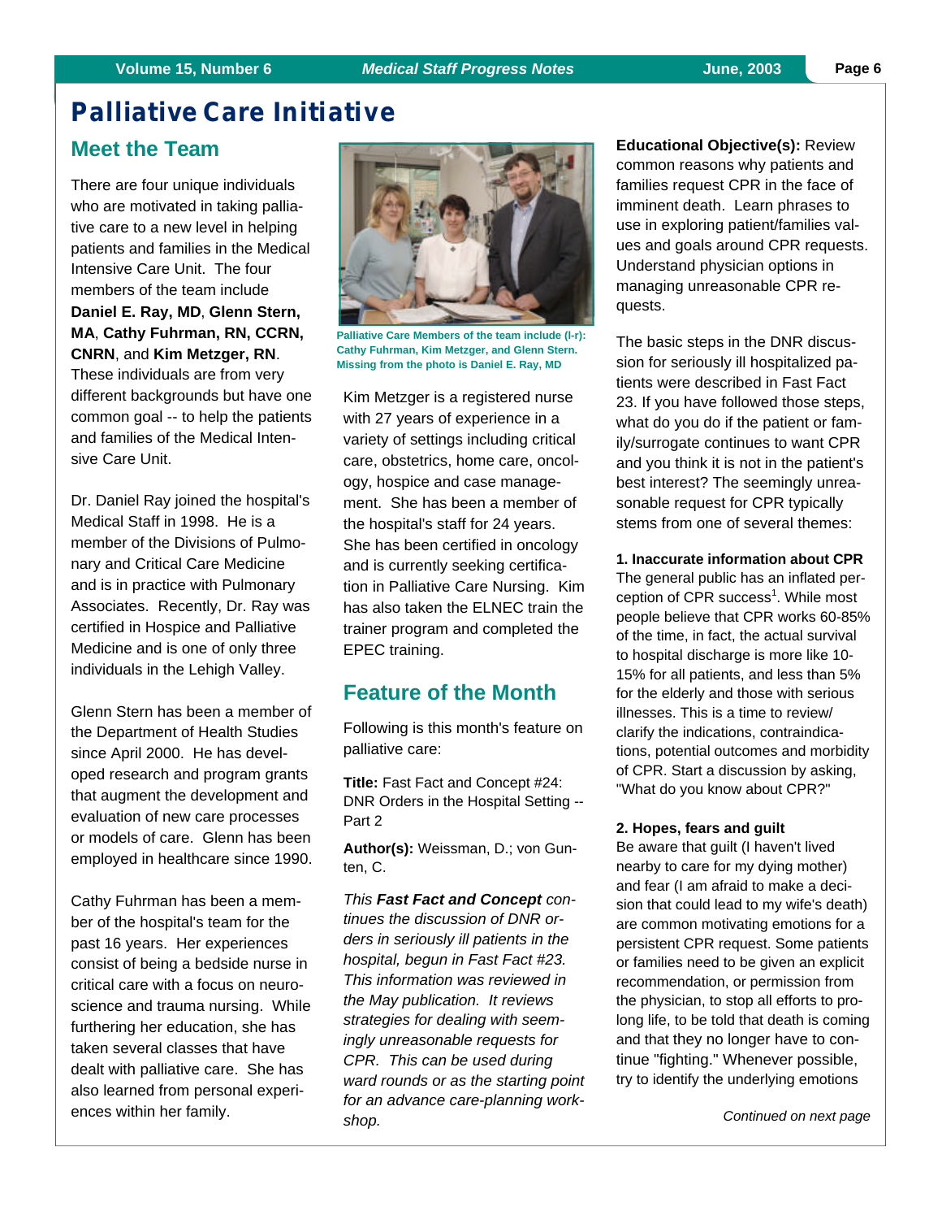# Palliative Care Initiative

## Meet the Team

There are four unique individuals who are motivated in taking palliative care to a new level in helping patients and families in the Medical Intensive Care Unit. The four members of the team include **Daniel E. Ray, MD**, **Glenn Stern, MA**, **Cathy Fuhrman, RN, CCRN, CNRN**, and **Kim Metzger, RN**. These individuals are from very different backgrounds but have one common goal -- to help the patients and families of the Medical Intensive Care Unit.

Dr. Daniel Ray joined the hospital's Medical Staff in 1998. He is a member of the Divisions of Pulmonary and Critical Care Medicine and is in practice with Pulmonary Associates. Recently, Dr. Ray was certified in Hospice and Palliative Medicine and is one of only three individuals in the Lehigh Valley.

Glenn Stern has been a member of the Department of Health Studies since April 2000. He has developed research and program grants that augment the development and evaluation of new care processes or models of care. Glenn has been employed in healthcare since 1990.

Cathy Fuhrman has been a member of the hospital's team for the past 16 years. Her experiences consist of being a bedside nurse in critical care with a focus on neuroscience and trauma nursing. While furthering her education, she has taken several classes that have dealt with palliative care. She has also learned from personal experiences within her family.

Palliative Care Members of the team include (l-r): Cathy Fuhrman, Kim Metzger, and Glenn Stern. Missing from the photo is Daniel E. Ray, MD

Kim Metzger is a registered nurse with 27 years of experience in a variety of settings including critical care, obstetrics, home care, oncology, hospice and case management. She has been a member of the hospital's staff for 24 years. She has been certified in oncology and is currently seeking certification in Palliative Care Nursing. Kim has also taken the ELNEC train the trainer program and completed the EPEC training.

## Feature of the Month

Following is this month's feature on palliative care:

**Title:** Fast Fact and Concept #24: DNR Orders in the Hospital Setting -- Part 2

**Author(s):** Weissman, D.; von Gunten, C.

*This **Fast Fact and Concept** continues the discussion of DNR orders in seriously ill patients in the hospital, begun in Fast Fact #23. This information was reviewed in the May publication. It reviews strategies for dealing with seemingly unreasonable requests for CPR. This can be used during ward rounds or as the starting point for an advance care-planning workshop.*

**Educational Objective(s):** Review common reasons why patients and families request CPR in the face of imminent death. Learn phrases to use in exploring patient/families values and goals around CPR requests. Understand physician options in managing unreasonable CPR requests.

The basic steps in the DNR discussion for seriously ill hospitalized patients were described in Fast Fact 23. If you have followed those steps, what do you do if the patient or family/surrogate continues to want CPR and you think it is not in the patient's best interest? The seemingly unreasonable request for CPR typically stems from one of several themes:

**1. Inaccurate information about CPR**
The general public has an inflated perception of CPR success[1]. While most people believe that CPR works 60-85% of the time, in fact, the actual survival to hospital discharge is more like 10-15% for all patients, and less than 5% for the elderly and those with serious illnesses. This is a time to review/clarify the indications, contraindications, potential outcomes and morbidity of CPR. Start a discussion by asking, "What do you know about CPR?"

**2. Hopes, fears and guilt**
Be aware that guilt (I haven't lived nearby to care for my dying mother) and fear (I am afraid to make a decision that could lead to my wife's death) are common motivating emotions for a persistent CPR request. Some patients or families need to be given an explicit recommendation, or permission from the physician, to stop all efforts to prolong life, to be told that death is coming and that they no longer have to continue "fighting." Whenever possible, try to identify the underlying emotions

*Continued on next page*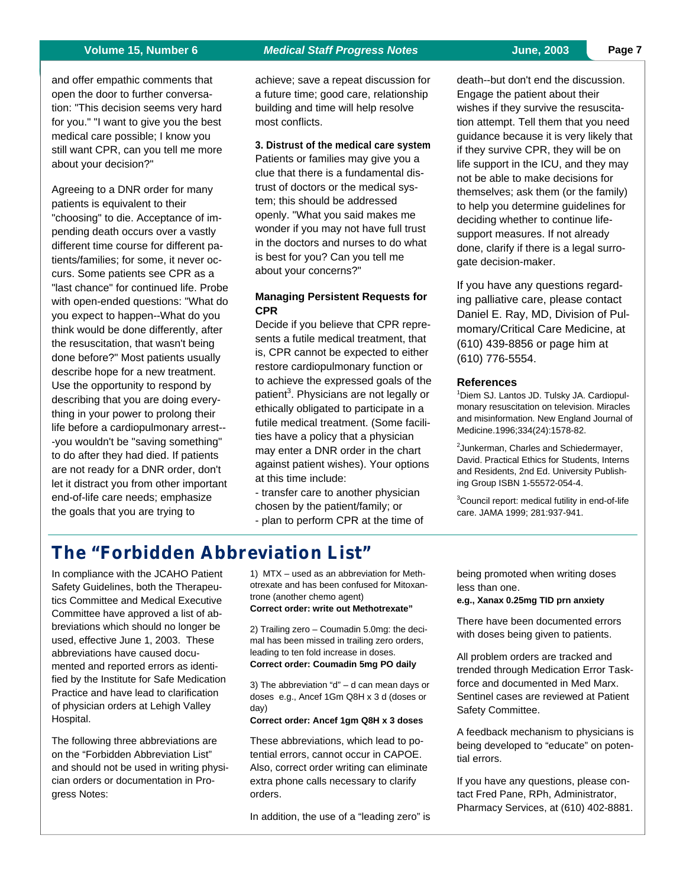and offer empathic comments that open the door to further conversation: "This decision seems very hard for you." "I want to give you the best medical care possible; I know you still want CPR, can you tell me more about your decision?"

Agreeing to a DNR order for many patients is equivalent to their "choosing" to die. Acceptance of impending death occurs over a vastly different time course for different patients/families; for some, it never occurs. Some patients see CPR as a "last chance" for continued life. Probe with open-ended questions: "What do you expect to happen--What do you think would be done differently, after the resuscitation, that wasn't being done before?" Most patients usually describe hope for a new treatment. Use the opportunity to respond by describing that you are doing everything in your power to prolong their life before a cardiopulmonary arrest---you wouldn't be "saving something" to do after they had died. If patients are not ready for a DNR order, don't let it distract you from other important end-of-life care needs; emphasize the goals that you are trying to achieve; save a repeat discussion for a future time; good care, relationship building and time will help resolve most conflicts.

**3. Distrust of the medical care system**
Patients or families may give you a clue that there is a fundamental distrust of doctors or the medical system; this should be addressed openly. "What you said makes me wonder if you may not have full trust in the doctors and nurses to do what is best for you? Can you tell me about your concerns?"

### Managing Persistent Requests for CPR

Decide if you believe that CPR represents a futile medical treatment, that is, CPR cannot be expected to either restore cardiopulmonary function or to achieve the expressed goals of the patient[3]. Physicians are not legally or ethically obligated to participate in a futile medical treatment. (Some facilities have a policy that a physician may enter a DNR order in the chart against patient wishes). Your options at this time include:

- transfer care to another physician chosen by the patient/family; or
- plan to perform CPR at the time of death--but don't end the discussion. Engage the patient about their wishes if they survive the resuscitation attempt. Tell them that you need guidance because it is very likely that if they survive CPR, they will be on life support in the ICU, and they may not be able to make decisions for themselves; ask them (or the family) to help you determine guidelines for deciding whether to continue life-support measures. If not already done, clarify if there is a legal surrogate decision-maker.

If you have any questions regarding palliative care, please contact Daniel E. Ray, MD, Division of Pulmomary/Critical Care Medicine, at (610) 439-8856 or page him at (610) 776-5554.

### References

[1]Diem SJ. Lantos JD. Tulsky JA. Cardiopulmonary resuscitation on television. Miracles and misinformation. New England Journal of Medicine.1996;334(24):1578-82.

[2]Junkerman, Charles and Schiedermayer, David. Practical Ethics for Students, Interns and Residents, 2nd Ed. University Publishing Group ISBN 1-55572-054-4.

[3]Council report: medical futility in end-of-life care. JAMA 1999; 281:937-941.

## The "Forbidden Abbreviation List"

In compliance with the JCAHO Patient Safety Guidelines, both the Therapeutics Committee and Medical Executive Committee have approved a list of abbreviations which should no longer be used, effective June 1, 2003. These abbreviations have caused documented and reported errors as identified by the Institute for Safe Medication Practice and have lead to clarification of physician orders at Lehigh Valley Hospital.

The following three abbreviations are on the "Forbidden Abbreviation List" and should not be used in writing physician orders or documentation in Progress Notes:

1) MTX – used as an abbreviation for Methotrexate and has been confused for Mitoxantrone (another chemo agent)
**Correct order: write out Methotrexate"**

2) Trailing zero – Coumadin 5.0mg: the decimal has been missed in trailing zero orders, leading to ten fold increase in doses.
**Correct order: Coumadin 5mg PO daily**

3) The abbreviation "d" – d can mean days or doses e.g., Ancef 1Gm Q8H x 3 d (doses or day)
**Correct order: Ancef 1gm Q8H x 3 doses**

These abbreviations, which lead to potential errors, cannot occur in CAPOE. Also, correct order writing can eliminate extra phone calls necessary to clarify orders.

In addition, the use of a "leading zero" is being promoted when writing doses less than one.
**e.g., Xanax 0.25mg TID prn anxiety**

There have been documented errors with doses being given to patients.

All problem orders are tracked and trended through Medication Error Taskforce and documented in Med Marx. Sentinel cases are reviewed at Patient Safety Committee.

A feedback mechanism to physicians is being developed to "educate" on potential errors.

If you have any questions, please contact Fred Pane, RPh, Administrator, Pharmacy Services, at (610) 402-8881.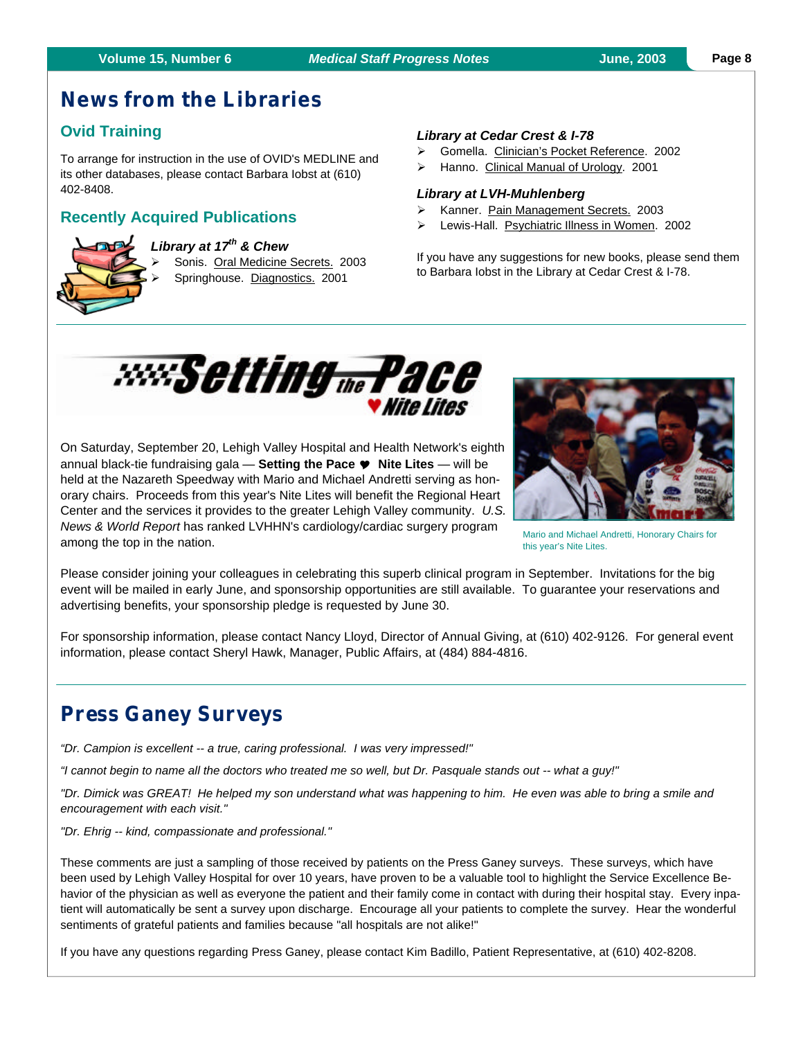# News from the Libraries

## Ovid Training

To arrange for instruction in the use of OVID's MEDLINE and its other databases, please contact Barbara Iobst at (610) 402-8408.

## Recently Acquired Publications

### *Library at 17th & Chew*

- Sonis. Oral Medicine Secrets. 2003
- Springhouse. Diagnostics. 2001

### *Library at Cedar Crest & I-78*

- Gomella. Clinician's Pocket Reference. 2002
- Hanno. Clinical Manual of Urology. 2001

### *Library at LVH-Muhlenberg*

- Kanner. Pain Management Secrets. 2003
- Lewis-Hall. Psychiatric Illness in Women. 2002

If you have any suggestions for new books, please send them to Barbara Iobst in the Library at Cedar Crest & I-78.

# Setting the Pace ♥ Nite Lites

On Saturday, September 20, Lehigh Valley Hospital and Health Network's eighth annual black-tie fundraising gala — **Setting the Pace ♥ Nite Lites** — will be held at the Nazareth Speedway with Mario and Michael Andretti serving as honorary chairs. Proceeds from this year's Nite Lites will benefit the Regional Heart Center and the services it provides to the greater Lehigh Valley community. *U.S. News & World Report* has ranked LVHHN's cardiology/cardiac surgery program among the top in the nation.

Mario and Michael Andretti, Honorary Chairs for this year's Nite Lites.

Please consider joining your colleagues in celebrating this superb clinical program in September. Invitations for the big event will be mailed in early June, and sponsorship opportunities are still available. To guarantee your reservations and advertising benefits, your sponsorship pledge is requested by June 30.

For sponsorship information, please contact Nancy Lloyd, Director of Annual Giving, at (610) 402-9126. For general event information, please contact Sheryl Hawk, Manager, Public Affairs, at (484) 884-4816.

# Press Ganey Surveys

*"Dr. Campion is excellent -- a true, caring professional. I was very impressed!"*

*"I cannot begin to name all the doctors who treated me so well, but Dr. Pasquale stands out -- what a guy!"*

*"Dr. Dimick was GREAT! He helped my son understand what was happening to him. He even was able to bring a smile and encouragement with each visit."*

*"Dr. Ehrig -- kind, compassionate and professional."*

These comments are just a sampling of those received by patients on the Press Ganey surveys. These surveys, which have been used by Lehigh Valley Hospital for over 10 years, have proven to be a valuable tool to highlight the Service Excellence Behavior of the physician as well as everyone the patient and their family come in contact with during their hospital stay. Every inpatient will automatically be sent a survey upon discharge. Encourage all your patients to complete the survey. Hear the wonderful sentiments of grateful patients and families because "all hospitals are not alike!"

If you have any questions regarding Press Ganey, please contact Kim Badillo, Patient Representative, at (610) 402-8208.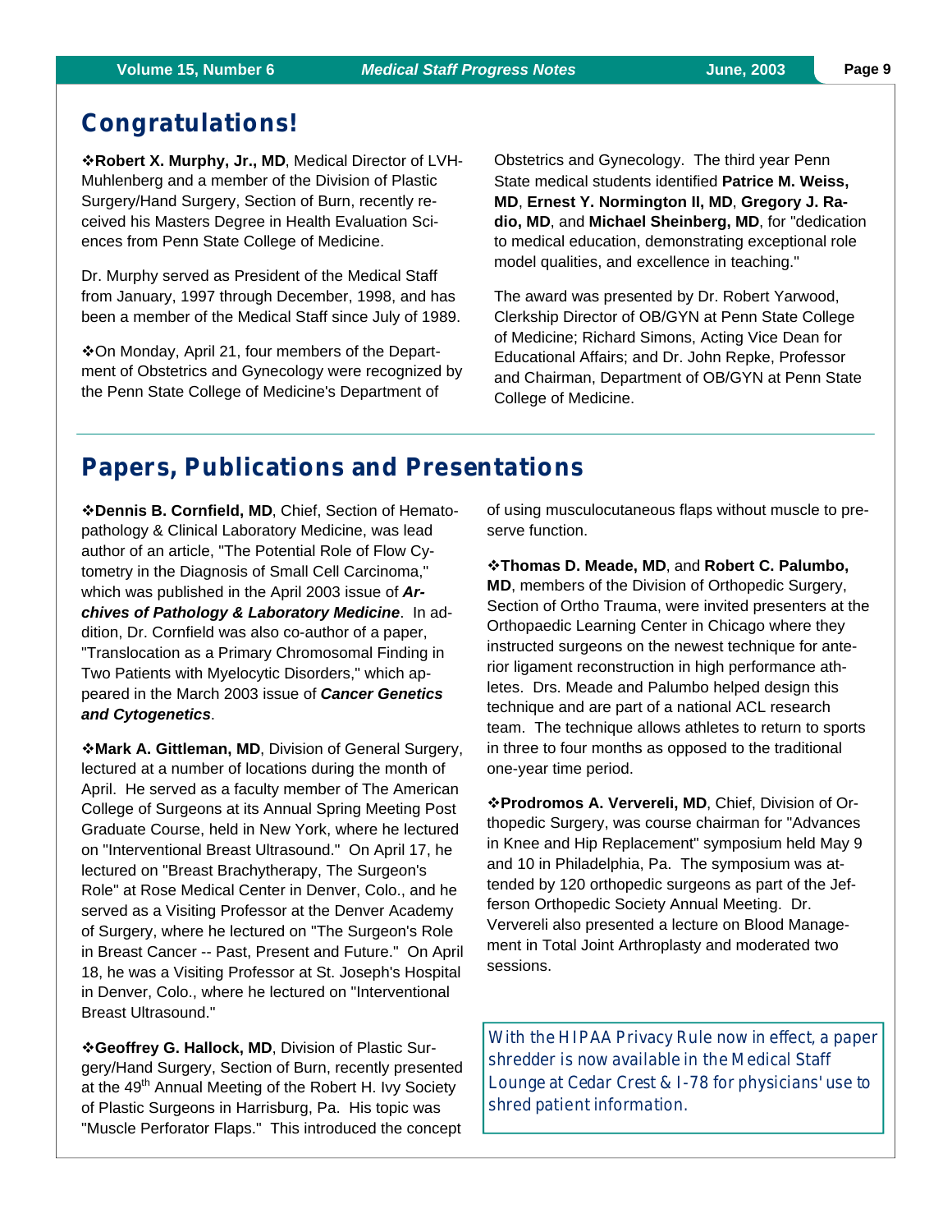## Congratulations!

❖**Robert X. Murphy, Jr., MD**, Medical Director of LVH-Muhlenberg and a member of the Division of Plastic Surgery/Hand Surgery, Section of Burn, recently received his Masters Degree in Health Evaluation Sciences from Penn State College of Medicine.

Dr. Murphy served as President of the Medical Staff from January, 1997 through December, 1998, and has been a member of the Medical Staff since July of 1989.

❖On Monday, April 21, four members of the Department of Obstetrics and Gynecology were recognized by the Penn State College of Medicine's Department of Obstetrics and Gynecology. The third year Penn State medical students identified **Patrice M. Weiss, MD**, **Ernest Y. Normington II, MD**, **Gregory J. Radio, MD**, and **Michael Sheinberg, MD**, for "dedication to medical education, demonstrating exceptional role model qualities, and excellence in teaching."

The award was presented by Dr. Robert Yarwood, Clerkship Director of OB/GYN at Penn State College of Medicine; Richard Simons, Acting Vice Dean for Educational Affairs; and Dr. John Repke, Professor and Chairman, Department of OB/GYN at Penn State College of Medicine.

## Papers, Publications and Presentations

❖**Dennis B. Cornfield, MD**, Chief, Section of Hematopathology & Clinical Laboratory Medicine, was lead author of an article, "The Potential Role of Flow Cytometry in the Diagnosis of Small Cell Carcinoma," which was published in the April 2003 issue of ***Archives of Pathology & Laboratory Medicine***. In addition, Dr. Cornfield was also co-author of a paper, "Translocation as a Primary Chromosomal Finding in Two Patients with Myelocytic Disorders," which appeared in the March 2003 issue of ***Cancer Genetics and Cytogenetics***.

❖**Mark A. Gittleman, MD**, Division of General Surgery, lectured at a number of locations during the month of April. He served as a faculty member of The American College of Surgeons at its Annual Spring Meeting Post Graduate Course, held in New York, where he lectured on "Interventional Breast Ultrasound." On April 17, he lectured on "Breast Brachytherapy, The Surgeon's Role" at Rose Medical Center in Denver, Colo., and he served as a Visiting Professor at the Denver Academy of Surgery, where he lectured on "The Surgeon's Role in Breast Cancer -- Past, Present and Future." On April 18, he was a Visiting Professor at St. Joseph's Hospital in Denver, Colo., where he lectured on "Interventional Breast Ultrasound."

❖**Geoffrey G. Hallock, MD**, Division of Plastic Surgery/Hand Surgery, Section of Burn, recently presented at the 49th Annual Meeting of the Robert H. Ivy Society of Plastic Surgeons in Harrisburg, Pa. His topic was "Muscle Perforator Flaps." This introduced the concept of using musculocutaneous flaps without muscle to preserve function.

❖**Thomas D. Meade, MD**, and **Robert C. Palumbo, MD**, members of the Division of Orthopedic Surgery, Section of Ortho Trauma, were invited presenters at the Orthopaedic Learning Center in Chicago where they instructed surgeons on the newest technique for anterior ligament reconstruction in high performance athletes. Drs. Meade and Palumbo helped design this technique and are part of a national ACL research team. The technique allows athletes to return to sports in three to four months as opposed to the traditional one-year time period.

❖**Prodromos A. Ververeli, MD**, Chief, Division of Orthopedic Surgery, was course chairman for "Advances in Knee and Hip Replacement" symposium held May 9 and 10 in Philadelphia, Pa. The symposium was attended by 120 orthopedic surgeons as part of the Jefferson Orthopedic Society Annual Meeting. Dr. Ververeli also presented a lecture on Blood Management in Total Joint Arthroplasty and moderated two sessions.

*With the HIPAA Privacy Rule now in effect, a paper shredder is now available in the Medical Staff Lounge at Cedar Crest & I-78 for physicians' use to shred patient information.*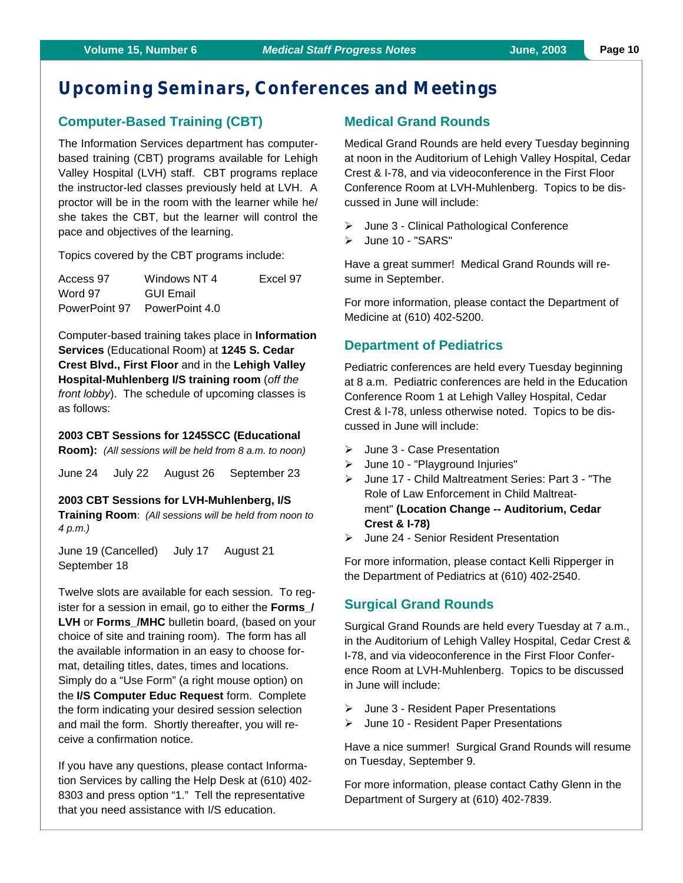# Upcoming Seminars, Conferences and Meetings

## Computer-Based Training (CBT)

The Information Services department has computer-based training (CBT) programs available for Lehigh Valley Hospital (LVH) staff. CBT programs replace the instructor-led classes previously held at LVH. A proctor will be in the room with the learner while he/she takes the CBT, but the learner will control the pace and objectives of the learning.

Topics covered by the CBT programs include:

| | | |
|---|---|---|
| Access 97 | Windows NT 4 | Excel 97 |
| Word 97 | GUI Email | |
| PowerPoint 97 | PowerPoint 4.0 | |

Computer-based training takes place in **Information Services** (Educational Room) at **1245 S. Cedar Crest Blvd., First Floor** and in the **Lehigh Valley Hospital-Muhlenberg I/S training room** (*off the front lobby*). The schedule of upcoming classes is as follows:

**2003 CBT Sessions for 1245SCC (Educational Room):** *(All sessions will be held from 8 a.m. to noon)*

June 24   July 22   August 26   September 23

**2003 CBT Sessions for LVH-Muhlenberg, I/S Training Room**: *(All sessions will be held from noon to 4 p.m.)*

June 19 (Cancelled)   July 17   August 21   September 18

Twelve slots are available for each session. To register for a session in email, go to either the **Forms_/LVH** or **Forms_/MHC** bulletin board, (based on your choice of site and training room). The form has all the available information in an easy to choose format, detailing titles, dates, times and locations. Simply do a "Use Form" (a right mouse option) on the **I/S Computer Educ Request** form. Complete the form indicating your desired session selection and mail the form. Shortly thereafter, you will receive a confirmation notice.

If you have any questions, please contact Information Services by calling the Help Desk at (610) 402-8303 and press option "1." Tell the representative that you need assistance with I/S education.

## Medical Grand Rounds

Medical Grand Rounds are held every Tuesday beginning at noon in the Auditorium of Lehigh Valley Hospital, Cedar Crest & I-78, and via videoconference in the First Floor Conference Room at LVH-Muhlenberg. Topics to be discussed in June will include:

- June 3 - Clinical Pathological Conference
- June 10 - "SARS"

Have a great summer! Medical Grand Rounds will resume in September.

For more information, please contact the Department of Medicine at (610) 402-5200.

## Department of Pediatrics

Pediatric conferences are held every Tuesday beginning at 8 a.m. Pediatric conferences are held in the Education Conference Room 1 at Lehigh Valley Hospital, Cedar Crest & I-78, unless otherwise noted. Topics to be discussed in June will include:

- June 3 - Case Presentation
- June 10 - "Playground Injuries"
- June 17 - Child Maltreatment Series: Part 3 - "The Role of Law Enforcement in Child Maltreatment" **(Location Change -- Auditorium, Cedar Crest & I-78)**
- June 24 - Senior Resident Presentation

For more information, please contact Kelli Ripperger in the Department of Pediatrics at (610) 402-2540.

## Surgical Grand Rounds

Surgical Grand Rounds are held every Tuesday at 7 a.m., in the Auditorium of Lehigh Valley Hospital, Cedar Crest & I-78, and via videoconference in the First Floor Conference Room at LVH-Muhlenberg. Topics to be discussed in June will include:

- June 3 - Resident Paper Presentations
- June 10 - Resident Paper Presentations

Have a nice summer! Surgical Grand Rounds will resume on Tuesday, September 9.

For more information, please contact Cathy Glenn in the Department of Surgery at (610) 402-7839.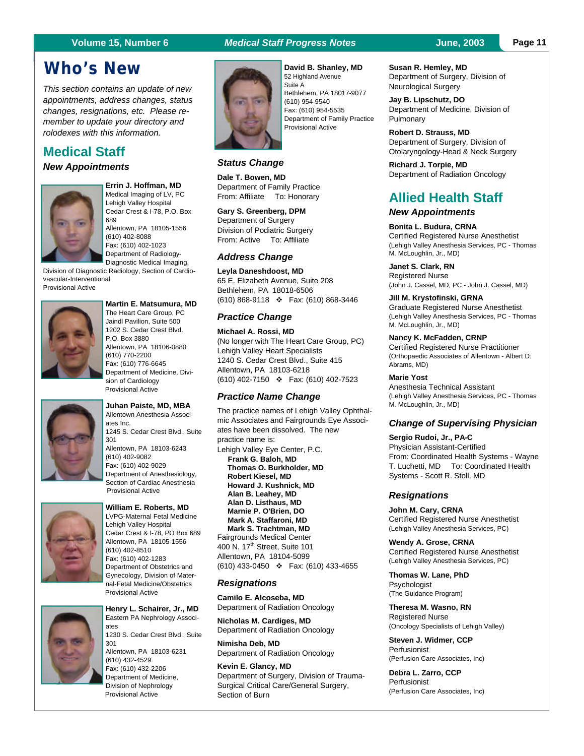# Who's New

*This section contains an update of new appointments, address changes, status changes, resignations, etc. Please remember to update your directory and rolodexes with this information.*

## Medical Staff

### New Appointments

**Errin J. Hoffman, MD**
Medical Imaging of LV, PC
Lehigh Valley Hospital
Cedar Crest & I-78, P.O. Box 689
Allentown, PA 18105-1556
(610) 402-8088
Fax: (610) 402-1023
Department of Radiology-Diagnostic Medical Imaging, Division of Diagnostic Radiology, Section of Cardio-vascular-Interventional
Provisional Active

**Martin E. Matsumura, MD**
The Heart Care Group, PC
Jaindl Pavilion, Suite 500
1202 S. Cedar Crest Blvd.
P.O. Box 3880
Allentown, PA 18106-0880
(610) 770-2200
Fax: (610) 776-6645
Department of Medicine, Division of Cardiology
Provisional Active

**Juhan Paiste, MD, MBA**
Allentown Anesthesia Associates Inc.
1245 S. Cedar Crest Blvd., Suite 301
Allentown, PA 18103-6243
(610) 402-9082
Fax: (610) 402-9029
Department of Anesthesiology, Section of Cardiac Anesthesia
Provisional Active

**William E. Roberts, MD**
LVPG-Maternal Fetal Medicine
Lehigh Valley Hospital
Cedar Crest & I-78, PO Box 689
Allentown, PA 18105-1556
(610) 402-8510
Fax: (610) 402-1283
Department of Obstetrics and Gynecology, Division of Maternal-Fetal Medicine/Obstetrics
Provisional Active

**Henry L. Schairer, Jr., MD**
Eastern PA Nephrology Associates
1230 S. Cedar Crest Blvd., Suite 301
Allentown, PA 18103-6231
(610) 432-4529
Fax: (610) 432-2206
Department of Medicine, Division of Nephrology
Provisional Active

**David B. Shanley, MD**
52 Highland Avenue
Suite A
Bethlehem, PA 18017-9077
(610) 954-9540
Fax: (610) 954-5535
Department of Family Practice
Provisional Active

### Status Change

**Dale T. Bowen, MD**
Department of Family Practice
From: Affiliate To: Honorary

**Gary S. Greenberg, DPM**
Department of Surgery
Division of Podiatric Surgery
From: Active To: Affiliate

### Address Change

**Leyla Daneshdoost, MD**
65 E. Elizabeth Avenue, Suite 208
Bethlehem, PA 18018-6506
(610) 868-9118 ❖ Fax: (610) 868-3446

### Practice Change

**Michael A. Rossi, MD**
(No longer with The Heart Care Group, PC)
Lehigh Valley Heart Specialists
1240 S. Cedar Crest Blvd., Suite 415
Allentown, PA 18103-6218
(610) 402-7150 ❖ Fax: (610) 402-7523

### Practice Name Change

The practice names of Lehigh Valley Ophthalmic Associates and Fairgrounds Eye Associates have been dissolved. The new practice name is:

Lehigh Valley Eye Center, P.C.

- **Frank G. Baloh, MD**
- **Thomas O. Burkholder, MD**
- **Robert Kiesel, MD**
- **Howard J. Kushnick, MD**
- **Alan B. Leahey, MD**
- **Alan D. Listhaus, MD**
- **Marnie P. O'Brien, DO**
- **Mark A. Staffaroni, MD**
- **Mark S. Trachtman, MD**

Fairgrounds Medical Center
400 N. 17th Street, Suite 101
Allentown, PA 18104-5099
(610) 433-0450 ❖ Fax: (610) 433-4655

### Resignations

**Camilo E. Alcoseba, MD**
Department of Radiation Oncology

**Nicholas M. Cardiges, MD**
Department of Radiation Oncology

**Nimisha Deb, MD**
Department of Radiation Oncology

**Kevin E. Glancy, MD**
Department of Surgery, Division of Trauma-Surgical Critical Care/General Surgery, Section of Burn

**Susan R. Hemley, MD**
Department of Surgery, Division of Neurological Surgery

**Jay B. Lipschutz, DO**
Department of Medicine, Division of Pulmonary

**Robert D. Strauss, MD**
Department of Surgery, Division of Otolaryngology-Head & Neck Surgery

**Richard J. Torpie, MD**
Department of Radiation Oncology

## Allied Health Staff

### New Appointments

**Bonita L. Budura, CRNA**
Certified Registered Nurse Anesthetist
(Lehigh Valley Anesthesia Services, PC - Thomas M. McLoughlin, Jr., MD)

**Janet S. Clark, RN**
Registered Nurse
(John J. Cassel, MD, PC - John J. Cassel, MD)

**Jill M. Krystofinski, GRNA**
Graduate Registered Nurse Anesthetist
(Lehigh Valley Anesthesia Services, PC - Thomas M. McLoughlin, Jr., MD)

**Nancy K. McFadden, CRNP**
Certified Registered Nurse Practitioner
(Orthopaedic Associates of Allentown - Albert D. Abrams, MD)

**Marie Yost**
Anesthesia Technical Assistant
(Lehigh Valley Anesthesia Services, PC - Thomas M. McLoughlin, Jr., MD)

### Change of Supervising Physician

**Sergio Rudoi, Jr., PA-C**
Physician Assistant-Certified
From: Coordinated Health Systems - Wayne T. Luchetti, MD To: Coordinated Health Systems - Scott R. Stoll, MD

### Resignations

**John M. Cary, CRNA**
Certified Registered Nurse Anesthetist
(Lehigh Valley Anesthesia Services, PC)

**Wendy A. Grose, CRNA**
Certified Registered Nurse Anesthetist
(Lehigh Valley Anesthesia Services, PC)

**Thomas W. Lane, PhD**
Psychologist
(The Guidance Program)

**Theresa M. Wasno, RN**
Registered Nurse
(Oncology Specialists of Lehigh Valley)

**Steven J. Widmer, CCP**
Perfusionist
(Perfusion Care Associates, Inc)

**Debra L. Zarro, CCP**
Perfusionist
(Perfusion Care Associates, Inc)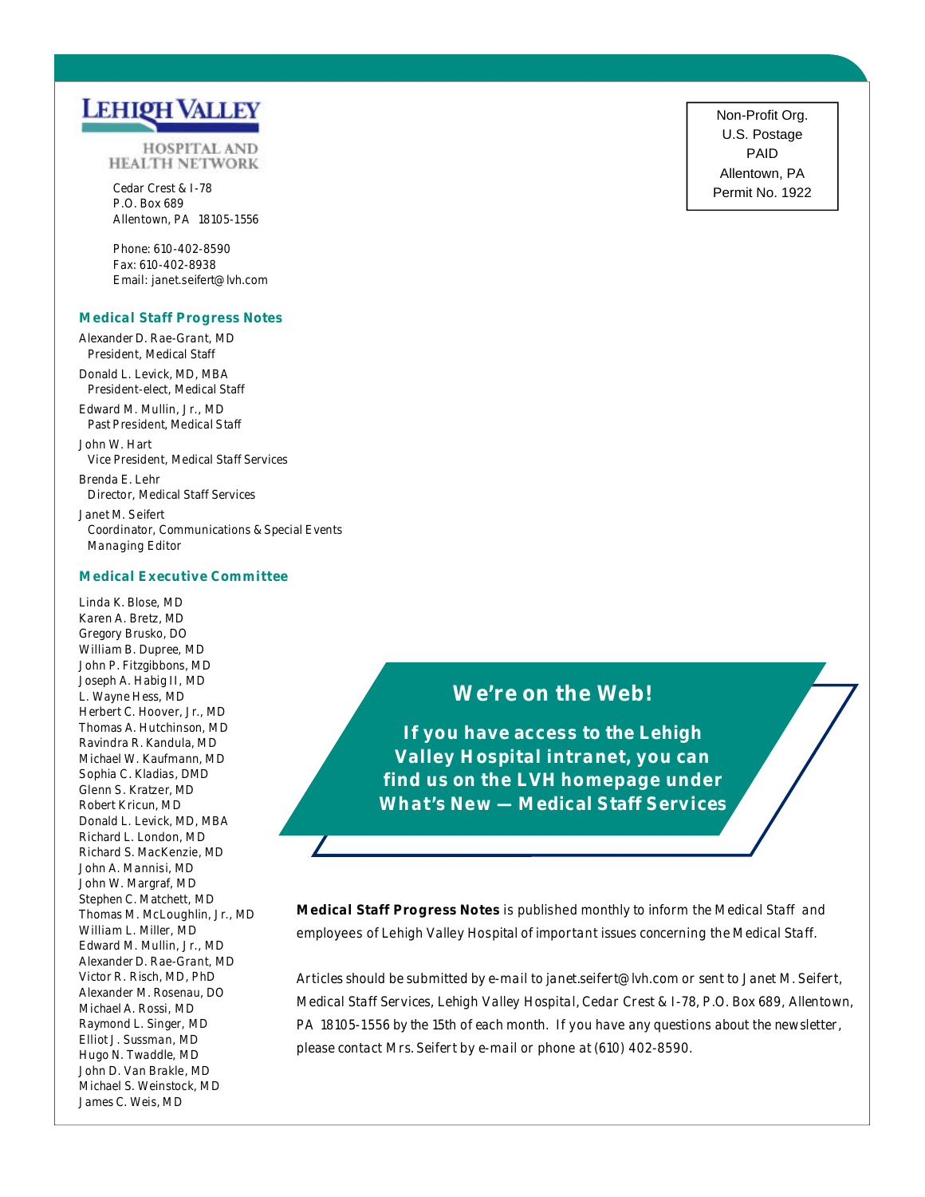LEHIGH VALLEY

HOSPITAL AND
HEALTH NETWORK

Cedar Crest & I-78
P.O. Box 689
Allentown, PA 18105-1556

Phone: 610-402-8590
Fax: 610-402-8938
Email: janet.seifert@lvh.com

Non-Profit Org.
U.S. Postage
PAID
Allentown, PA
Permit No. 1922

### Medical Staff Progress Notes

Alexander D. Rae-Grant, MD
President, Medical Staff

Donald L. Levick, MD, MBA
President-elect, Medical Staff

Edward M. Mullin, Jr., MD
Past President, Medical Staff

John W. Hart
Vice President, Medical Staff Services

Brenda E. Lehr
Director, Medical Staff Services

Janet M. Seifert
Coordinator, Communications & Special Events
Managing Editor

### Medical Executive Committee

Linda K. Blose, MD
Karen A. Bretz, MD
Gregory Brusko, DO
William B. Dupree, MD
John P. Fitzgibbons, MD
Joseph A. Habig II, MD
L. Wayne Hess, MD
Herbert C. Hoover, Jr., MD
Thomas A. Hutchinson, MD
Ravindra R. Kandula, MD
Michael W. Kaufmann, MD
Sophia C. Kladias, DMD
Glenn S. Kratzer, MD
Robert Kricun, MD
Donald L. Levick, MD, MBA
Richard L. London, MD
Richard S. MacKenzie, MD
John A. Mannisi, MD
John W. Margraf, MD
Stephen C. Matchett, MD
Thomas M. McLoughlin, Jr., MD
William L. Miller, MD
Edward M. Mullin, Jr., MD
Alexander D. Rae-Grant, MD
Victor R. Risch, MD, PhD
Alexander M. Rosenau, DO
Michael A. Rossi, MD
Raymond L. Singer, MD
Elliot J. Sussman, MD
Hugo N. Twaddle, MD
John D. Van Brakle, MD
Michael S. Weinstock, MD
James C. Weis, MD

## We're on the Web!

**If you have access to the Lehigh Valley Hospital intranet, you can find us on the LVH homepage under What's New — Medical Staff Services**

**Medical Staff Progress Notes** is published monthly to inform the Medical Staff and employees of Lehigh Valley Hospital of important issues concerning the Medical Staff.

*Articles should be submitted by e-mail to janet.seifert@lvh.com or sent to Janet M. Seifert, Medical Staff Services, Lehigh Valley Hospital, Cedar Crest & I-78, P.O. Box 689, Allentown, PA 18105-1556 by the 15th of each month. If you have any questions about the newsletter, please contact Mrs. Seifert by e-mail or phone at (610) 402-8590.*